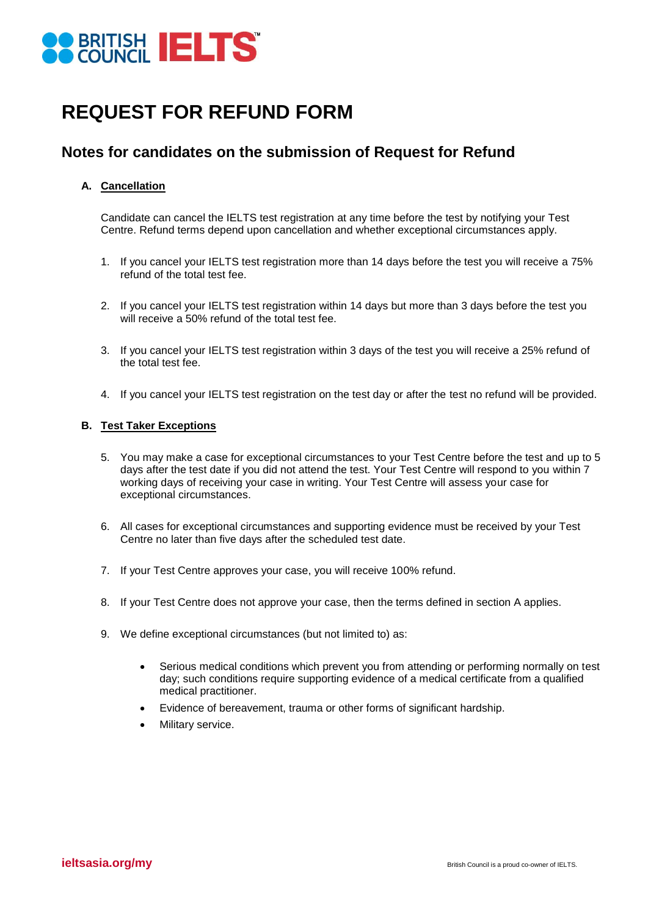# REQUEST FOR REFUND FORM

## Notes for candidates on the submission of Request for Refund

### A. Cancellation

Candidate can cancel the IELTS test registration at any time before the test by notifying your Test Centre. Refund terms depend upon cancellation and whether exceptional circumstances apply.

1. If you cancel your IELTS test registration more than 14 days before the test you will receive a 75% refund of the total test fee.

2. If you cancel your IELTS test registration within 14 days but more than 3 days before the test you will receive a 50% refund of the total test fee.

3. If you cancel your IELTS test registration within 3 days of the test you will receive a 25% refund of the total test fee.

4. If you cancel your IELTS test registration on the test day or after the test no refund will be provided.

### B. Test Taker Exceptions

5. You may make a case for exceptional circumstances to your Test Centre before the test and up to 5 days after the test date if you did not attend the test. Your Test Centre will respond to you within 7 working days of receiving your case in writing. Your Test Centre will assess your case for exceptional circumstances.

6. All cases for exceptional circumstances and supporting evidence must be received by your Test Centre no later than five days after the scheduled test date.

7. If your Test Centre approves your case, you will receive 100% refund.

8. If your Test Centre does not approve your case, then the terms defined in section A applies.

9. We define exceptional circumstances (but not limited to) as:

    - Serious medical conditions which prevent you from attending or performing normally on test day; such conditions require supporting evidence of a medical certificate from a qualified medical practitioner.
    - Evidence of bereavement, trauma or other forms of significant hardship.
    - Military service.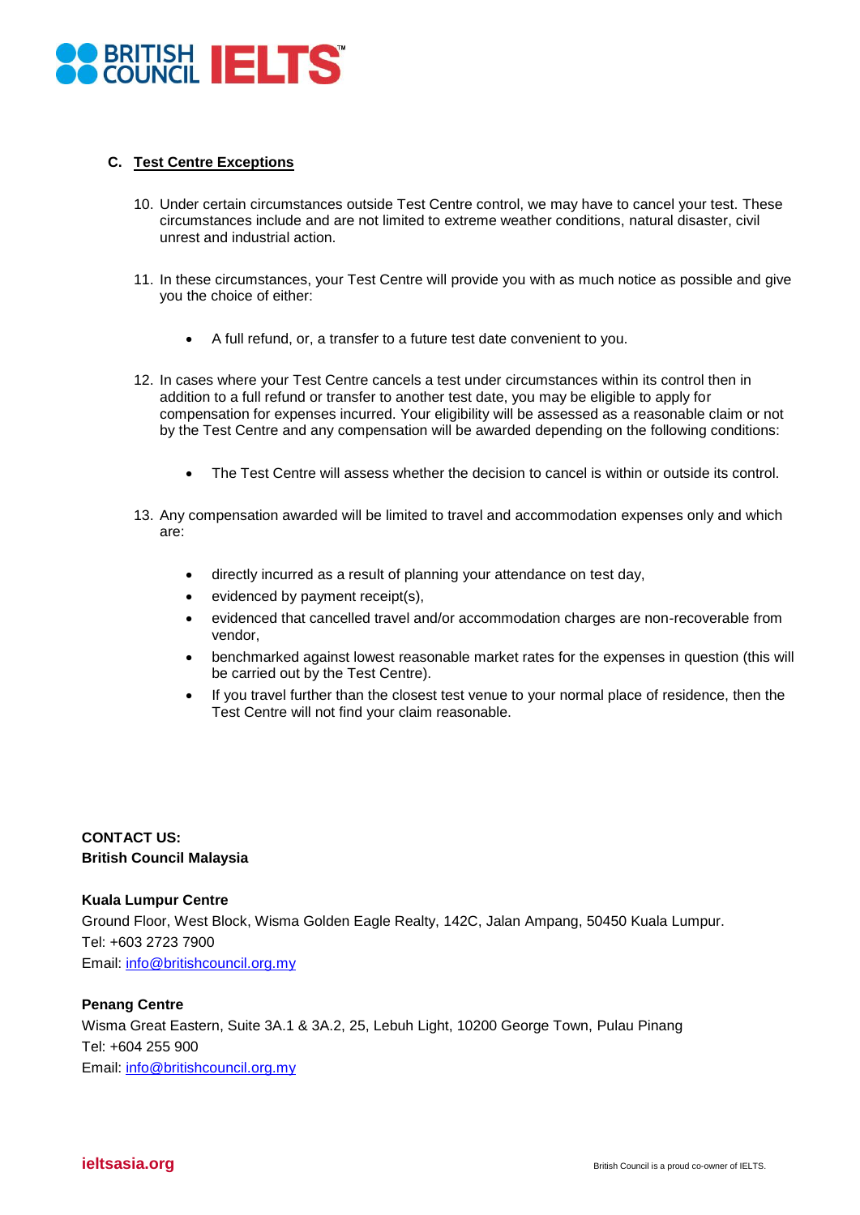## C. Test Centre Exceptions

10. Under certain circumstances outside Test Centre control, we may have to cancel your test. These circumstances include and are not limited to extreme weather conditions, natural disaster, civil unrest and industrial action.

11. In these circumstances, your Test Centre will provide you with as much notice as possible and give you the choice of either:

    - A full refund, or, a transfer to a future test date convenient to you.

12. In cases where your Test Centre cancels a test under circumstances within its control then in addition to a full refund or transfer to another test date, you may be eligible to apply for compensation for expenses incurred. Your eligibility will be assessed as a reasonable claim or not by the Test Centre and any compensation will be awarded depending on the following conditions:

    - The Test Centre will assess whether the decision to cancel is within or outside its control.

13. Any compensation awarded will be limited to travel and accommodation expenses only and which are:

    - directly incurred as a result of planning your attendance on test day,
    - evidenced by payment receipt(s),
    - evidenced that cancelled travel and/or accommodation charges are non-recoverable from vendor,
    - benchmarked against lowest reasonable market rates for the expenses in question (this will be carried out by the Test Centre).
    - If you travel further than the closest test venue to your normal place of residence, then the Test Centre will not find your claim reasonable.

**CONTACT US:**
**British Council Malaysia**

**Kuala Lumpur Centre**
Ground Floor, West Block, Wisma Golden Eagle Realty, 142C, Jalan Ampang, 50450 Kuala Lumpur.
Tel: +603 2723 7900
Email: info@britishcouncil.org.my

**Penang Centre**
Wisma Great Eastern, Suite 3A.1 & 3A.2, 25, Lebuh Light, 10200 George Town, Pulau Pinang
Tel: +604 255 900
Email: info@britishcouncil.org.my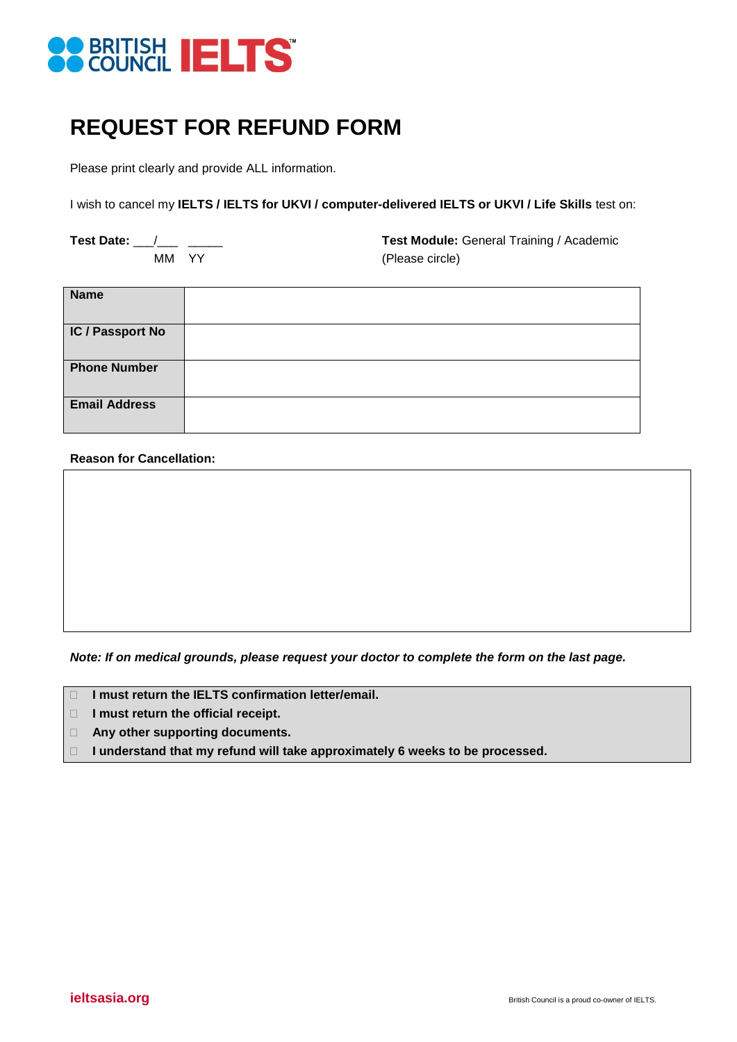BRITISH COUNCIL IELTS™

# REQUEST FOR REFUND FORM

Please print clearly and provide ALL information.

I wish to cancel my **IELTS / IELTS for UKVI / computer-delivered IELTS or UKVI / Life Skills** test on:

**Test Date:** ___/___ _____
MM YY

**Test Module:** General Training / Academic
(Please circle)

| | |
|---|---|
| **Name** | |
| **IC / Passport No** | |
| **Phone Number** | |
| **Email Address** | |

**Reason for Cancellation:**

| |
|---|
| |

***Note: If on medical grounds, please request your doctor to complete the form on the last page.***

- ☐ **I must return the IELTS confirmation letter/email.**
- ☐ **I must return the official receipt.**
- ☐ **Any other supporting documents.**
- ☐ **I understand that my refund will take approximately 6 weeks to be processed.**

**ieltsasia.org**

British Council is a proud co-owner of IELTS.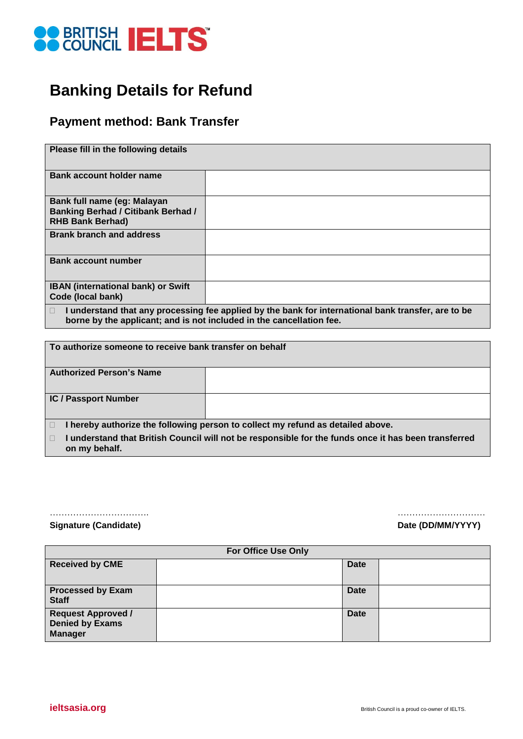# Banking Details for Refund

## Payment method: Bank Transfer

| Please fill in the following details | |
|---|---|
| Bank account holder name | |
| Bank full name (eg: Malayan Banking Berhad / Citibank Berhad / RHB Bank Berhad) | |
| Brank branch and address | |
| Bank account number | |
| IBAN (international bank) or Swift Code (local bank) | |
| ☐ I understand that any processing fee applied by the bank for international bank transfer, are to be borne by the applicant; and is not included in the cancellation fee. | |

| To authorize someone to receive bank transfer on behalf | |
|---|---|
| Authorized Person's Name | |
| IC / Passport Number | |
| ☐ I hereby authorize the following person to collect my refund as detailed above. | |
| ☐ I understand that British Council will not be responsible for the funds once it has been transferred on my behalf. | |

……………………………… ………………………….

**Signature (Candidate)** **Date (DD/MM/YYYY)**

| For Office Use Only | | | |
|---|---|---|---|
| Received by CME | | Date | |
| Processed by Exam Staff | | Date | |
| Request Approved / Denied by Exams Manager | | Date | |

ieltsasia.org

British Council is a proud co-owner of IELTS.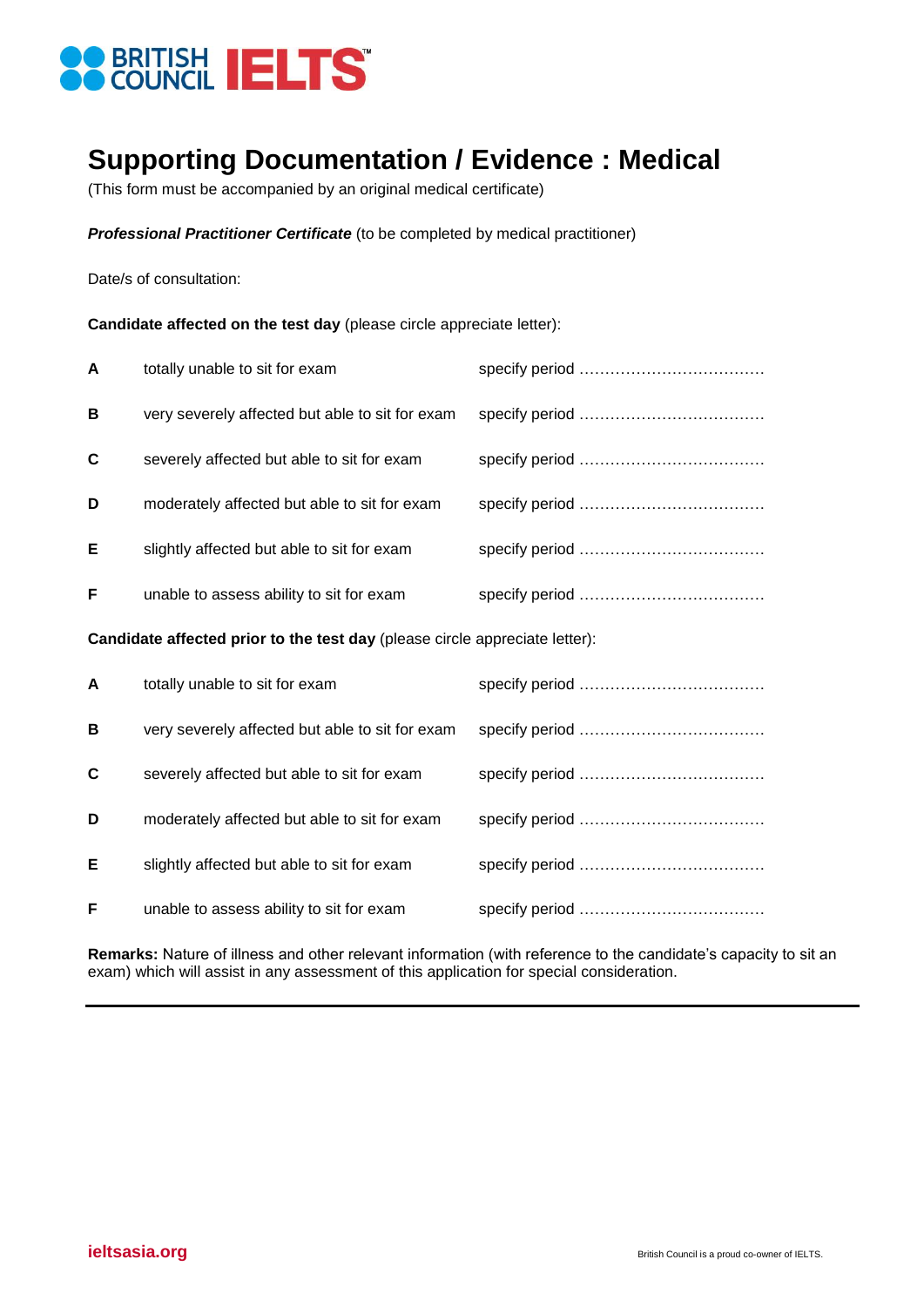# Supporting Documentation / Evidence : Medical

(This form must be accompanied by an original medical certificate)

***Professional Practitioner Certificate*** (to be completed by medical practitioner)

Date/s of consultation:

**Candidate affected on the test day** (please circle appreciate letter):

| | | |
|---|---|---|
| **A** | totally unable to sit for exam | specify period ……………………………… |
| **B** | very severely affected but able to sit for exam | specify period ……………………………… |
| **C** | severely affected but able to sit for exam | specify period ……………………………… |
| **D** | moderately affected but able to sit for exam | specify period ……………………………… |
| **E** | slightly affected but able to sit for exam | specify period ……………………………… |
| **F** | unable to assess ability to sit for exam | specify period ……………………………… |

**Candidate affected prior to the test day** (please circle appreciate letter):

| | | |
|---|---|---|
| **A** | totally unable to sit for exam | specify period ……………………………… |
| **B** | very severely affected but able to sit for exam | specify period ……………………………… |
| **C** | severely affected but able to sit for exam | specify period ……………………………… |
| **D** | moderately affected but able to sit for exam | specify period ……………………………… |
| **E** | slightly affected but able to sit for exam | specify period ……………………………… |
| **F** | unable to assess ability to sit for exam | specify period ……………………………… |

**Remarks:** Nature of illness and other relevant information (with reference to the candidate's capacity to sit an exam) which will assist in any assessment of this application for special consideration.

---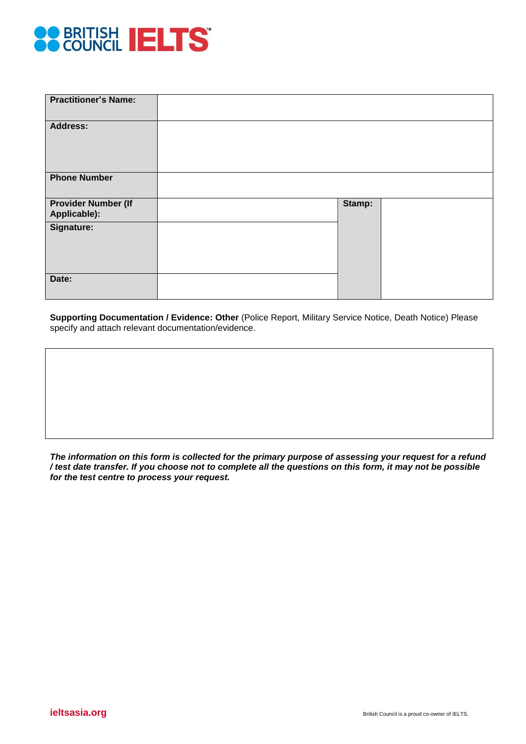| | | | |
|---|---|---|---|
| **Practitioner's Name:** | | | |
| **Address:** | | | |
| **Phone Number** | | | |
| **Provider Number (If Applicable):** | | **Stamp:** | |
| **Signature:** | | | |
| **Date:** | | | |

**Supporting Documentation / Evidence: Other** (Police Report, Military Service Notice, Death Notice) Please specify and attach relevant documentation/evidence.

| |
|---|
| |

***The information on this form is collected for the primary purpose of assessing your request for a refund / test date transfer. If you choose not to complete all the questions on this form, it may not be possible for the test centre to process your request.***

**ieltsasia.org**

British Council is a proud co-owner of IELTS.